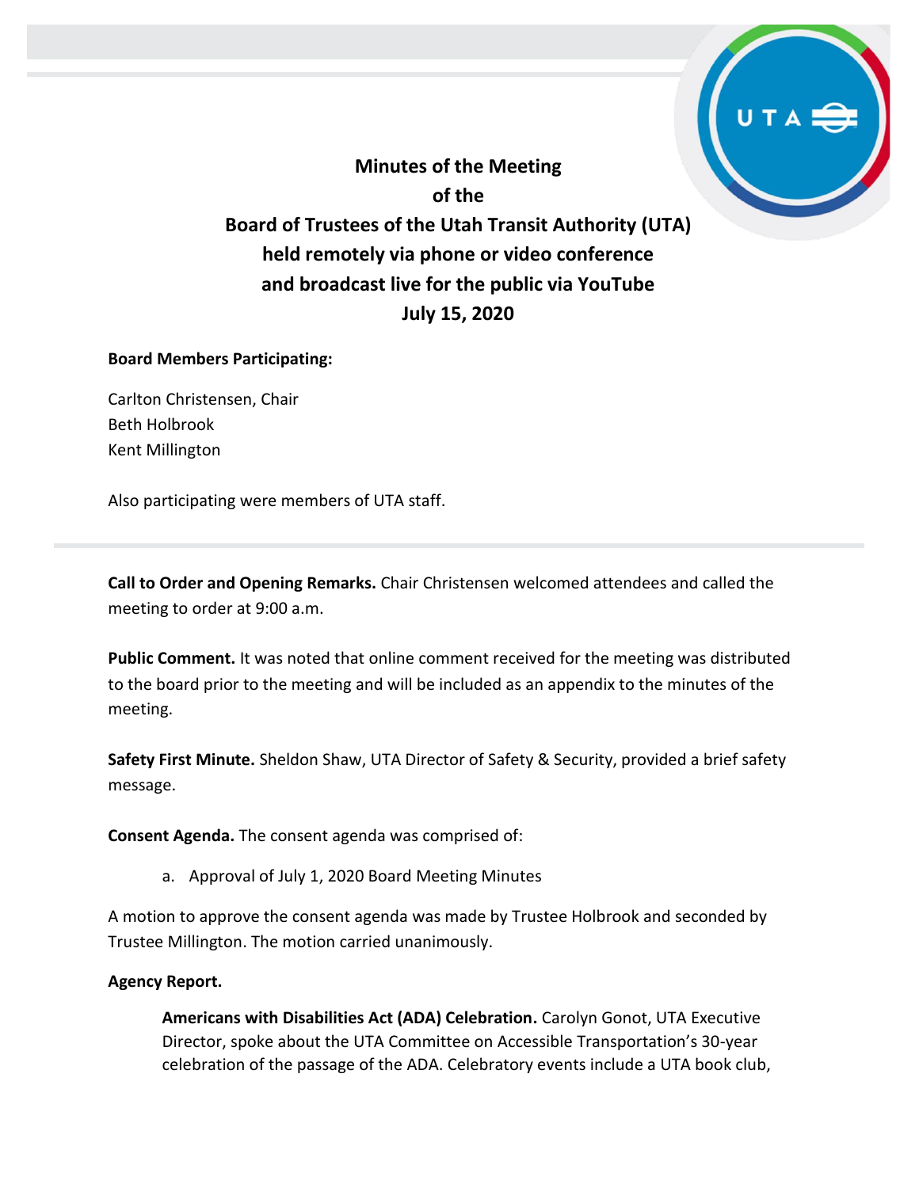# Minutes of the Meeting of the Board of Trustees of the Utah Transit Authority (UTA) held remotely via phone or video conference and broadcast live for the public via YouTube July 15, 2020

**Board Members Participating:**

Carlton Christensen, Chair
Beth Holbrook
Kent Millington

Also participating were members of UTA staff.

---

**Call to Order and Opening Remarks.** Chair Christensen welcomed attendees and called the meeting to order at 9:00 a.m.

**Public Comment.** It was noted that online comment received for the meeting was distributed to the board prior to the meeting and will be included as an appendix to the minutes of the meeting.

**Safety First Minute.** Sheldon Shaw, UTA Director of Safety & Security, provided a brief safety message.

**Consent Agenda.** The consent agenda was comprised of:

a. Approval of July 1, 2020 Board Meeting Minutes

A motion to approve the consent agenda was made by Trustee Holbrook and seconded by Trustee Millington. The motion carried unanimously.

**Agency Report.**

**Americans with Disabilities Act (ADA) Celebration.** Carolyn Gonot, UTA Executive Director, spoke about the UTA Committee on Accessible Transportation's 30-year celebration of the passage of the ADA. Celebratory events include a UTA book club,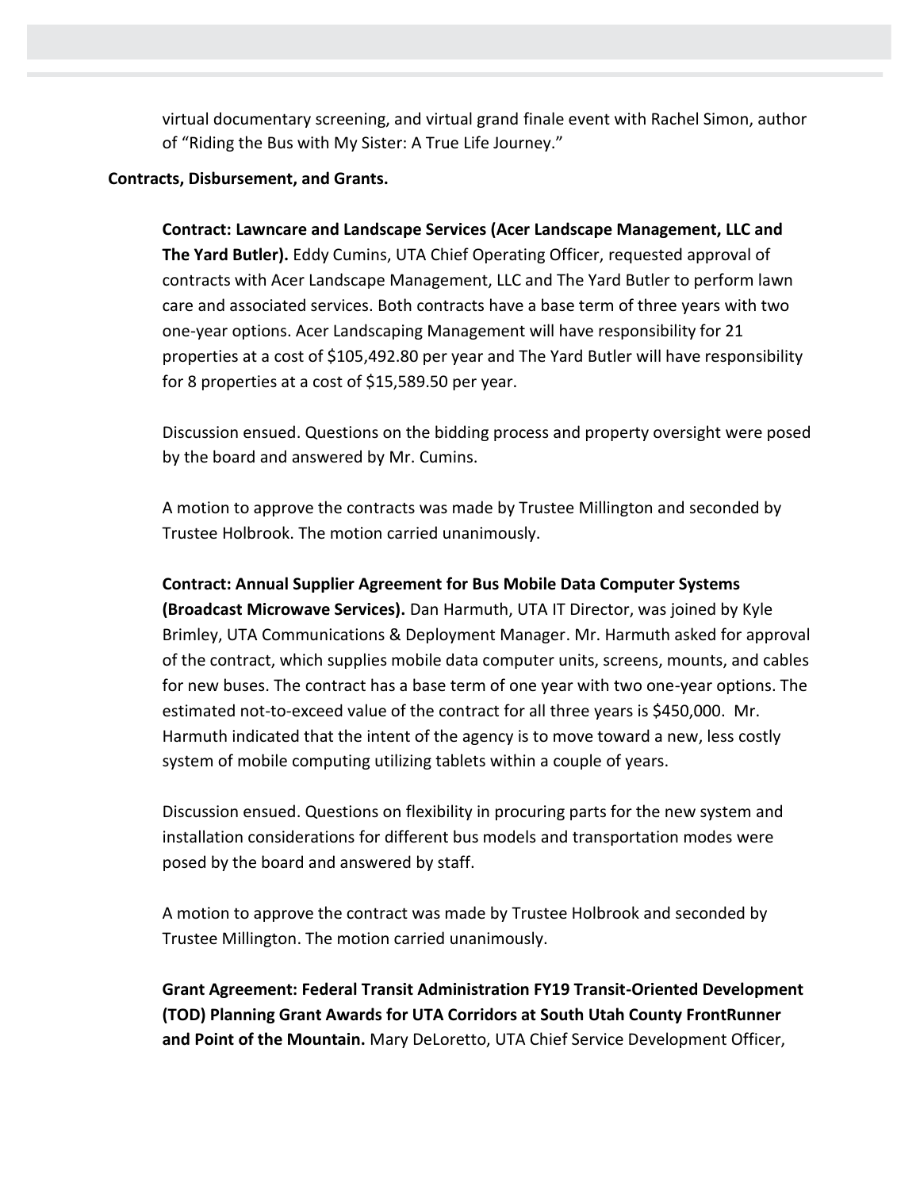virtual documentary screening, and virtual grand finale event with Rachel Simon, author of "Riding the Bus with My Sister: A True Life Journey."

**Contracts, Disbursement, and Grants.**

**Contract: Lawncare and Landscape Services (Acer Landscape Management, LLC and The Yard Butler).** Eddy Cumins, UTA Chief Operating Officer, requested approval of contracts with Acer Landscape Management, LLC and The Yard Butler to perform lawn care and associated services. Both contracts have a base term of three years with two one-year options. Acer Landscaping Management will have responsibility for 21 properties at a cost of $105,492.80 per year and The Yard Butler will have responsibility for 8 properties at a cost of $15,589.50 per year.

Discussion ensued. Questions on the bidding process and property oversight were posed by the board and answered by Mr. Cumins.

A motion to approve the contracts was made by Trustee Millington and seconded by Trustee Holbrook. The motion carried unanimously.

**Contract: Annual Supplier Agreement for Bus Mobile Data Computer Systems (Broadcast Microwave Services).** Dan Harmuth, UTA IT Director, was joined by Kyle Brimley, UTA Communications & Deployment Manager. Mr. Harmuth asked for approval of the contract, which supplies mobile data computer units, screens, mounts, and cables for new buses. The contract has a base term of one year with two one-year options. The estimated not-to-exceed value of the contract for all three years is $450,000. Mr. Harmuth indicated that the intent of the agency is to move toward a new, less costly system of mobile computing utilizing tablets within a couple of years.

Discussion ensued. Questions on flexibility in procuring parts for the new system and installation considerations for different bus models and transportation modes were posed by the board and answered by staff.

A motion to approve the contract was made by Trustee Holbrook and seconded by Trustee Millington. The motion carried unanimously.

**Grant Agreement: Federal Transit Administration FY19 Transit-Oriented Development (TOD) Planning Grant Awards for UTA Corridors at South Utah County FrontRunner and Point of the Mountain.** Mary DeLoretto, UTA Chief Service Development Officer,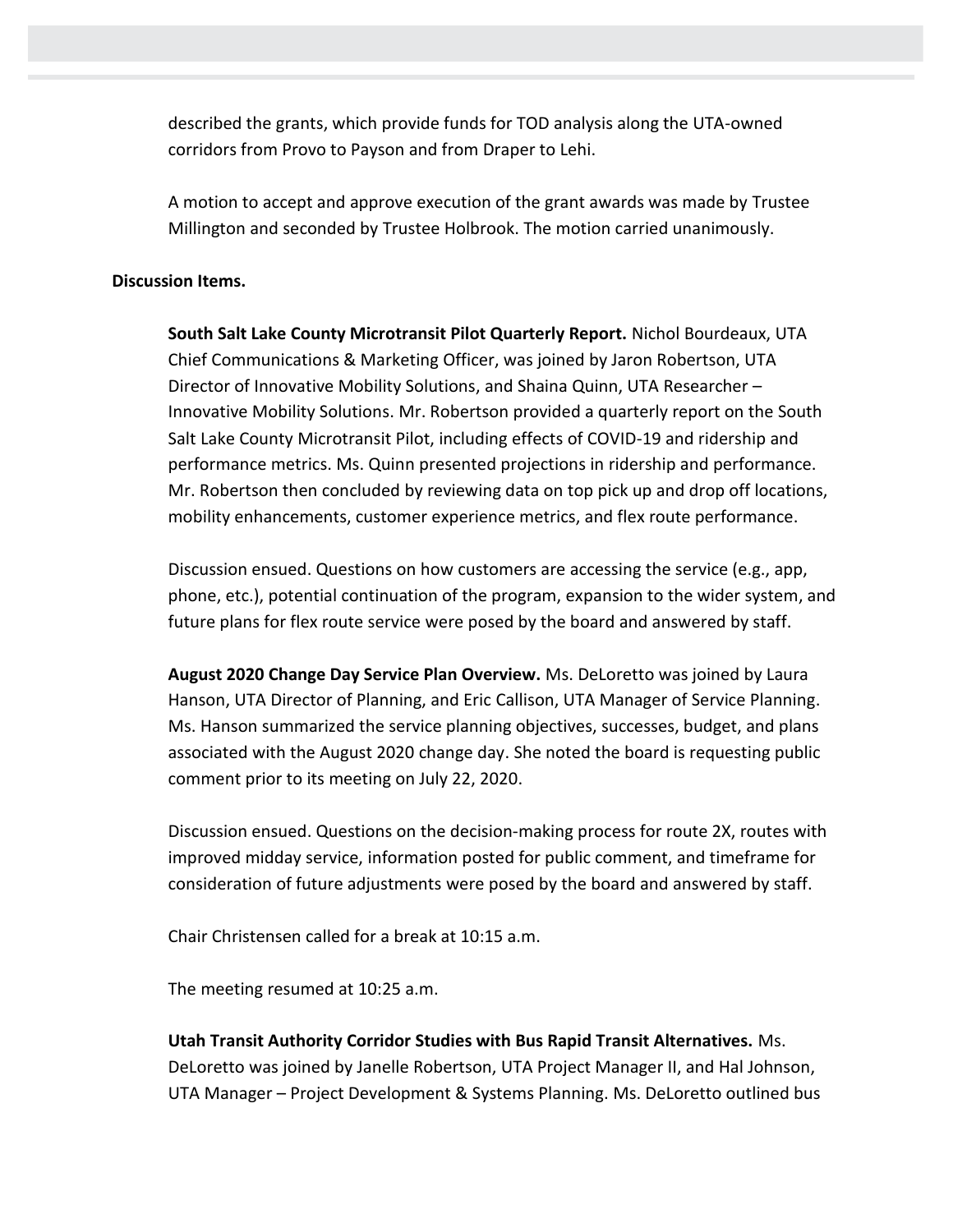described the grants, which provide funds for TOD analysis along the UTA-owned corridors from Provo to Payson and from Draper to Lehi.

A motion to accept and approve execution of the grant awards was made by Trustee Millington and seconded by Trustee Holbrook. The motion carried unanimously.

**Discussion Items.**

**South Salt Lake County Microtransit Pilot Quarterly Report.** Nichol Bourdeaux, UTA Chief Communications & Marketing Officer, was joined by Jaron Robertson, UTA Director of Innovative Mobility Solutions, and Shaina Quinn, UTA Researcher – Innovative Mobility Solutions. Mr. Robertson provided a quarterly report on the South Salt Lake County Microtransit Pilot, including effects of COVID-19 and ridership and performance metrics. Ms. Quinn presented projections in ridership and performance. Mr. Robertson then concluded by reviewing data on top pick up and drop off locations, mobility enhancements, customer experience metrics, and flex route performance.

Discussion ensued. Questions on how customers are accessing the service (e.g., app, phone, etc.), potential continuation of the program, expansion to the wider system, and future plans for flex route service were posed by the board and answered by staff.

**August 2020 Change Day Service Plan Overview.** Ms. DeLoretto was joined by Laura Hanson, UTA Director of Planning, and Eric Callison, UTA Manager of Service Planning. Ms. Hanson summarized the service planning objectives, successes, budget, and plans associated with the August 2020 change day. She noted the board is requesting public comment prior to its meeting on July 22, 2020.

Discussion ensued. Questions on the decision-making process for route 2X, routes with improved midday service, information posted for public comment, and timeframe for consideration of future adjustments were posed by the board and answered by staff.

Chair Christensen called for a break at 10:15 a.m.

The meeting resumed at 10:25 a.m.

**Utah Transit Authority Corridor Studies with Bus Rapid Transit Alternatives.** Ms. DeLoretto was joined by Janelle Robertson, UTA Project Manager II, and Hal Johnson, UTA Manager – Project Development & Systems Planning. Ms. DeLoretto outlined bus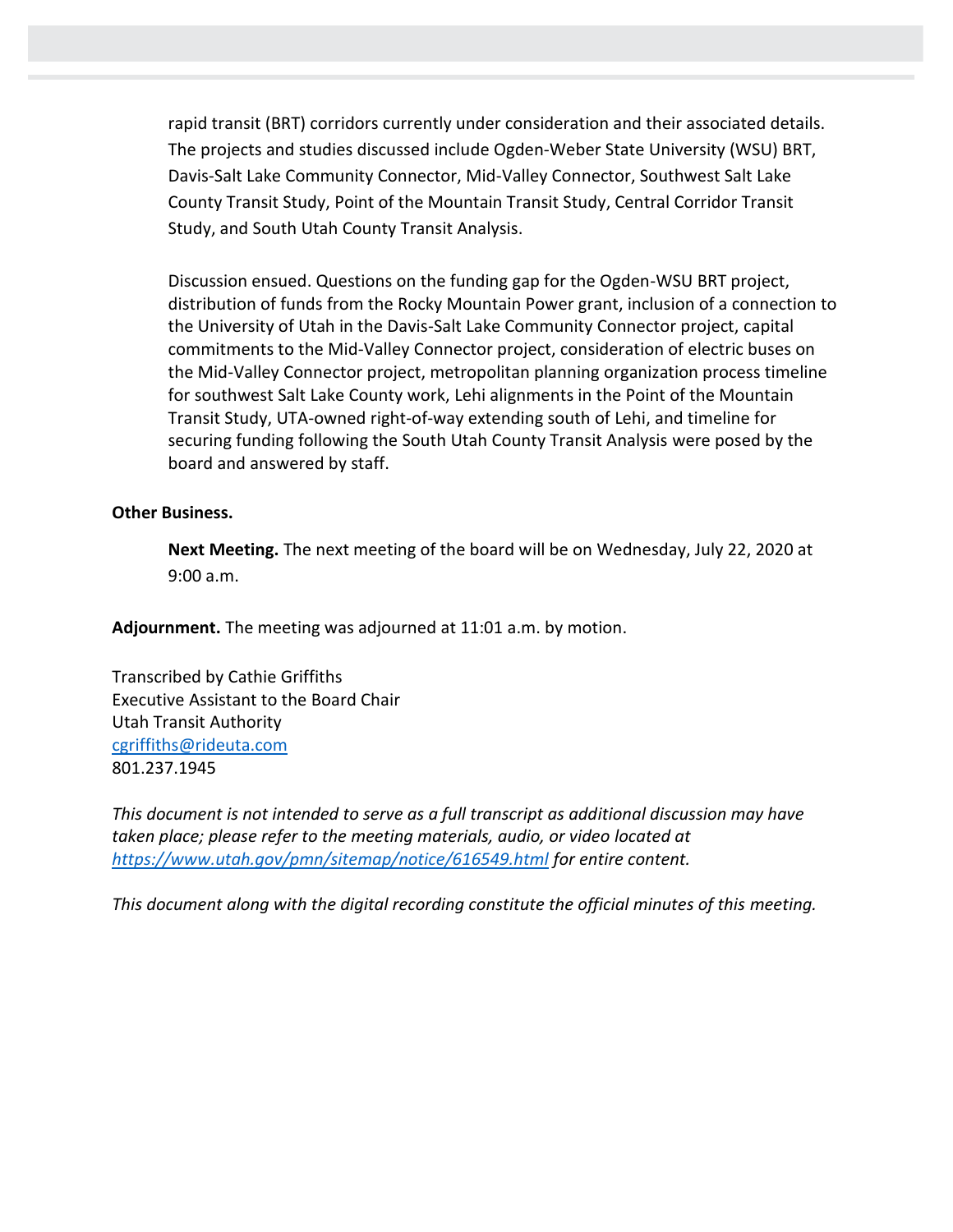rapid transit (BRT) corridors currently under consideration and their associated details. The projects and studies discussed include Ogden-Weber State University (WSU) BRT, Davis-Salt Lake Community Connector, Mid-Valley Connector, Southwest Salt Lake County Transit Study, Point of the Mountain Transit Study, Central Corridor Transit Study, and South Utah County Transit Analysis.

Discussion ensued. Questions on the funding gap for the Ogden-WSU BRT project, distribution of funds from the Rocky Mountain Power grant, inclusion of a connection to the University of Utah in the Davis-Salt Lake Community Connector project, capital commitments to the Mid-Valley Connector project, consideration of electric buses on the Mid-Valley Connector project, metropolitan planning organization process timeline for southwest Salt Lake County work, Lehi alignments in the Point of the Mountain Transit Study, UTA-owned right-of-way extending south of Lehi, and timeline for securing funding following the South Utah County Transit Analysis were posed by the board and answered by staff.

**Other Business.**

**Next Meeting.** The next meeting of the board will be on Wednesday, July 22, 2020 at 9:00 a.m.

**Adjournment.** The meeting was adjourned at 11:01 a.m. by motion.

Transcribed by Cathie Griffiths
Executive Assistant to the Board Chair
Utah Transit Authority
cgriffiths@rideuta.com
801.237.1945

*This document is not intended to serve as a full transcript as additional discussion may have taken place; please refer to the meeting materials, audio, or video located at https://www.utah.gov/pmn/sitemap/notice/616549.html for entire content.*

*This document along with the digital recording constitute the official minutes of this meeting.*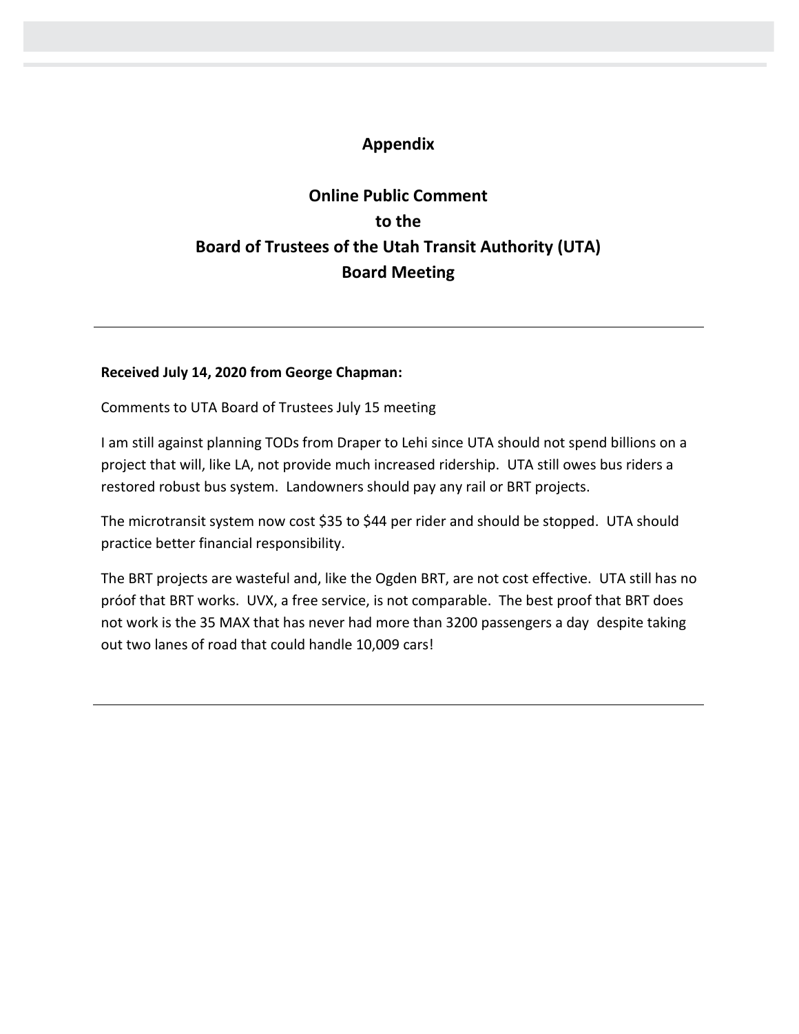**Appendix**

**Online Public Comment**
**to the**
**Board of Trustees of the Utah Transit Authority (UTA)**
**Board Meeting**

---

**Received July 14, 2020 from George Chapman:**

Comments to UTA Board of Trustees July 15 meeting

I am still against planning TODs from Draper to Lehi since UTA should not spend billions on a project that will, like LA, not provide much increased ridership. UTA still owes bus riders a restored robust bus system. Landowners should pay any rail or BRT projects.

The microtransit system now cost $35 to $44 per rider and should be stopped. UTA should practice better financial responsibility.

The BRT projects are wasteful and, like the Ogden BRT, are not cost effective. UTA still has no próof that BRT works. UVX, a free service, is not comparable. The best proof that BRT does not work is the 35 MAX that has never had more than 3200 passengers a day despite taking out two lanes of road that could handle 10,009 cars!

---